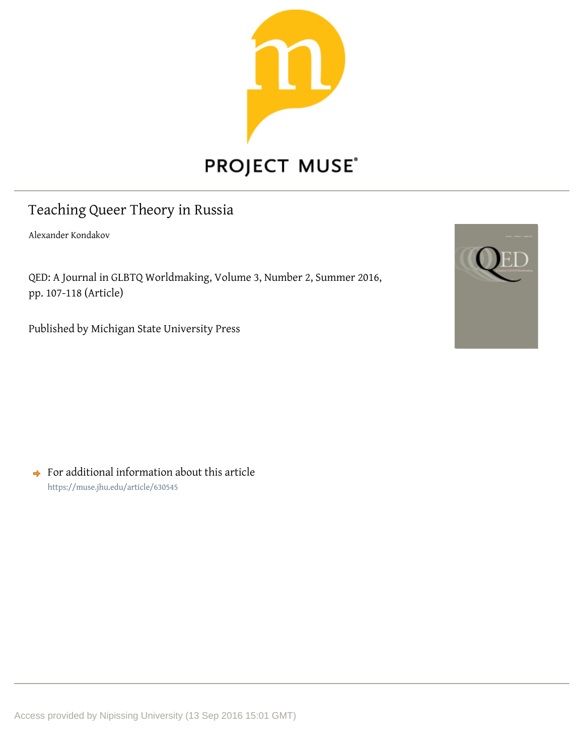# Teaching Queer Theory in Russia

Alexander Kondakov

QED: A Journal in GLBTQ Worldmaking, Volume 3, Number 2, Summer 2016, pp. 107-118 (Article)

Published by Michigan State University Press

For additional information about this article

https://muse.jhu.edu/article/630545

Access provided by Nipissing University (13 Sep 2016 15:01 GMT)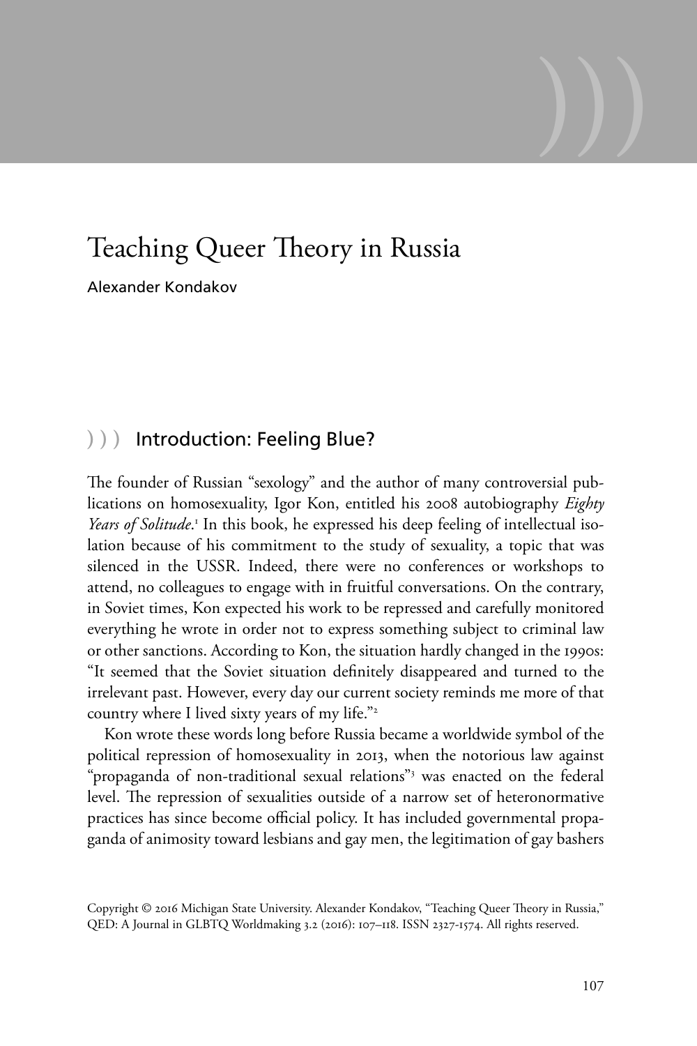# Teaching Queer Theory in Russia

Alexander Kondakov

## ))) Introduction: Feeling Blue?

The founder of Russian "sexology" and the author of many controversial publications on homosexuality, Igor Kon, entitled his 2008 autobiography *Eighty Years of Solitude*.[1] In this book, he expressed his deep feeling of intellectual isolation because of his commitment to the study of sexuality, a topic that was silenced in the USSR. Indeed, there were no conferences or workshops to attend, no colleagues to engage with in fruitful conversations. On the contrary, in Soviet times, Kon expected his work to be repressed and carefully monitored everything he wrote in order not to express something subject to criminal law or other sanctions. According to Kon, the situation hardly changed in the 1990s: "It seemed that the Soviet situation definitely disappeared and turned to the irrelevant past. However, every day our current society reminds me more of that country where I lived sixty years of my life."[2]

Kon wrote these words long before Russia became a worldwide symbol of the political repression of homosexuality in 2013, when the notorious law against "propaganda of non-traditional sexual relations"[3] was enacted on the federal level. The repression of sexualities outside of a narrow set of heteronormative practices has since become official policy. It has included governmental propaganda of animosity toward lesbians and gay men, the legitimation of gay bashers

Copyright © 2016 Michigan State University. Alexander Kondakov, "Teaching Queer Theory in Russia," QED: A Journal in GLBTQ Worldmaking 3.2 (2016): 107–118. ISSN 2327-1574. All rights reserved.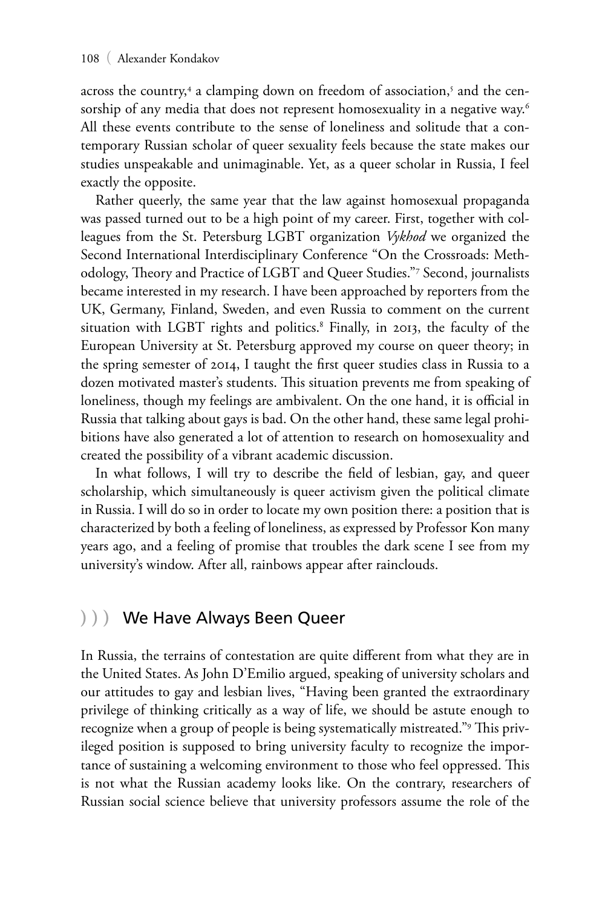across the country,[4] a clamping down on freedom of association,[5] and the censorship of any media that does not represent homosexuality in a negative way.[6] All these events contribute to the sense of loneliness and solitude that a contemporary Russian scholar of queer sexuality feels because the state makes our studies unspeakable and unimaginable. Yet, as a queer scholar in Russia, I feel exactly the opposite.

Rather queerly, the same year that the law against homosexual propaganda was passed turned out to be a high point of my career. First, together with colleagues from the St. Petersburg LGBT organization *Vykhod* we organized the Second International Interdisciplinary Conference "On the Crossroads: Methodology, Theory and Practice of LGBT and Queer Studies."[7] Second, journalists became interested in my research. I have been approached by reporters from the UK, Germany, Finland, Sweden, and even Russia to comment on the current situation with LGBT rights and politics.[8] Finally, in 2013, the faculty of the European University at St. Petersburg approved my course on queer theory; in the spring semester of 2014, I taught the first queer studies class in Russia to a dozen motivated master's students. This situation prevents me from speaking of loneliness, though my feelings are ambivalent. On the one hand, it is official in Russia that talking about gays is bad. On the other hand, these same legal prohibitions have also generated a lot of attention to research on homosexuality and created the possibility of a vibrant academic discussion.

In what follows, I will try to describe the field of lesbian, gay, and queer scholarship, which simultaneously is queer activism given the political climate in Russia. I will do so in order to locate my own position there: a position that is characterized by both a feeling of loneliness, as expressed by Professor Kon many years ago, and a feeling of promise that troubles the dark scene I see from my university's window. After all, rainbows appear after rainclouds.

## ))) We Have Always Been Queer

In Russia, the terrains of contestation are quite different from what they are in the United States. As John D'Emilio argued, speaking of university scholars and our attitudes to gay and lesbian lives, "Having been granted the extraordinary privilege of thinking critically as a way of life, we should be astute enough to recognize when a group of people is being systematically mistreated."[9] This privileged position is supposed to bring university faculty to recognize the importance of sustaining a welcoming environment to those who feel oppressed. This is not what the Russian academy looks like. On the contrary, researchers of Russian social science believe that university professors assume the role of the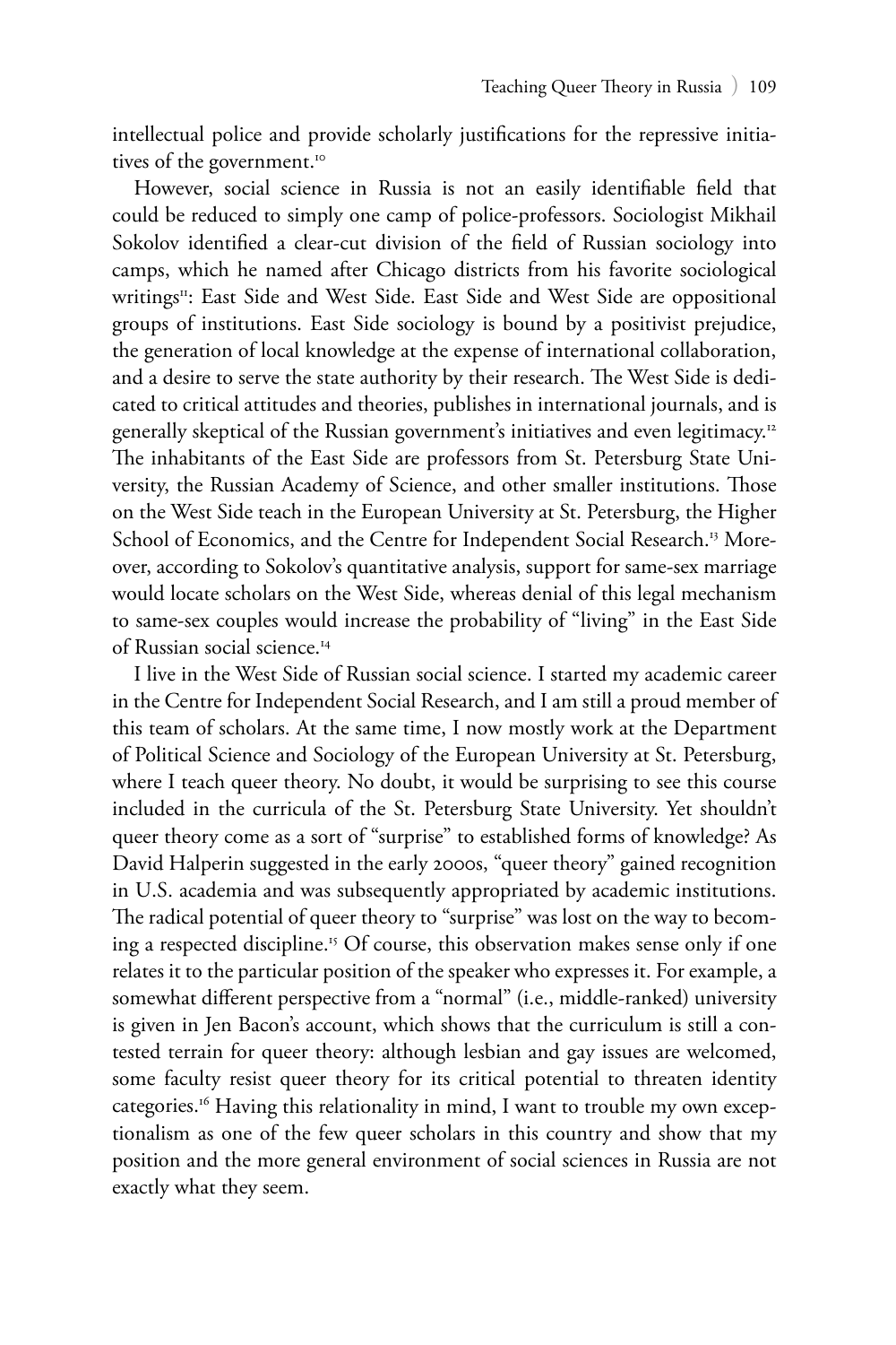intellectual police and provide scholarly justifications for the repressive initiatives of the government.[10]

However, social science in Russia is not an easily identifiable field that could be reduced to simply one camp of police-professors. Sociologist Mikhail Sokolov identified a clear-cut division of the field of Russian sociology into camps, which he named after Chicago districts from his favorite sociological writings[11]: East Side and West Side. East Side and West Side are oppositional groups of institutions. East Side sociology is bound by a positivist prejudice, the generation of local knowledge at the expense of international collaboration, and a desire to serve the state authority by their research. The West Side is dedicated to critical attitudes and theories, publishes in international journals, and is generally skeptical of the Russian government's initiatives and even legitimacy.[12] The inhabitants of the East Side are professors from St. Petersburg State University, the Russian Academy of Science, and other smaller institutions. Those on the West Side teach in the European University at St. Petersburg, the Higher School of Economics, and the Centre for Independent Social Research.[13] Moreover, according to Sokolov's quantitative analysis, support for same-sex marriage would locate scholars on the West Side, whereas denial of this legal mechanism to same-sex couples would increase the probability of "living" in the East Side of Russian social science.[14]

I live in the West Side of Russian social science. I started my academic career in the Centre for Independent Social Research, and I am still a proud member of this team of scholars. At the same time, I now mostly work at the Department of Political Science and Sociology of the European University at St. Petersburg, where I teach queer theory. No doubt, it would be surprising to see this course included in the curricula of the St. Petersburg State University. Yet shouldn't queer theory come as a sort of "surprise" to established forms of knowledge? As David Halperin suggested in the early 2000s, "queer theory" gained recognition in U.S. academia and was subsequently appropriated by academic institutions. The radical potential of queer theory to "surprise" was lost on the way to becoming a respected discipline.[15] Of course, this observation makes sense only if one relates it to the particular position of the speaker who expresses it. For example, a somewhat different perspective from a "normal" (i.e., middle-ranked) university is given in Jen Bacon's account, which shows that the curriculum is still a contested terrain for queer theory: although lesbian and gay issues are welcomed, some faculty resist queer theory for its critical potential to threaten identity categories.[16] Having this relationality in mind, I want to trouble my own exceptionalism as one of the few queer scholars in this country and show that my position and the more general environment of social sciences in Russia are not exactly what they seem.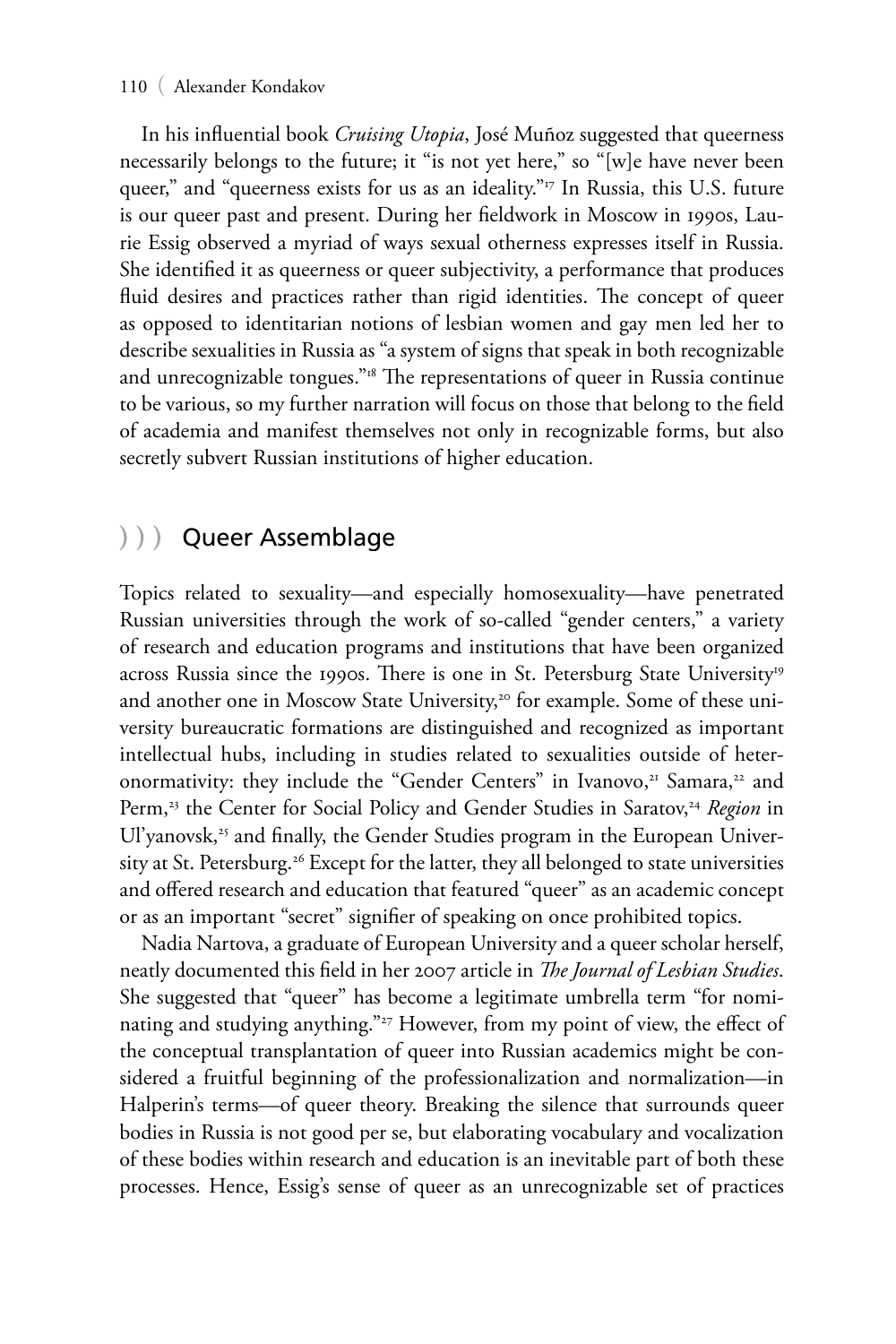In his influential book *Cruising Utopia*, José Muñoz suggested that queerness necessarily belongs to the future; it "is not yet here," so "[w]e have never been queer," and "queerness exists for us as an ideality."[17] In Russia, this U.S. future is our queer past and present. During her fieldwork in Moscow in 1990s, Laurie Essig observed a myriad of ways sexual otherness expresses itself in Russia. She identified it as queerness or queer subjectivity, a performance that produces fluid desires and practices rather than rigid identities. The concept of queer as opposed to identitarian notions of lesbian women and gay men led her to describe sexualities in Russia as "a system of signs that speak in both recognizable and unrecognizable tongues."[18] The representations of queer in Russia continue to be various, so my further narration will focus on those that belong to the field of academia and manifest themselves not only in recognizable forms, but also secretly subvert Russian institutions of higher education.

## ))) Queer Assemblage

Topics related to sexuality—and especially homosexuality—have penetrated Russian universities through the work of so-called "gender centers," a variety of research and education programs and institutions that have been organized across Russia since the 1990s. There is one in St. Petersburg State University[19] and another one in Moscow State University,[20] for example. Some of these university bureaucratic formations are distinguished and recognized as important intellectual hubs, including in studies related to sexualities outside of heteronormativity: they include the "Gender Centers" in Ivanovo,[21] Samara,[22] and Perm,[23] the Center for Social Policy and Gender Studies in Saratov,[24] *Region* in Ul'yanovsk,[25] and finally, the Gender Studies program in the European University at St. Petersburg.[26] Except for the latter, they all belonged to state universities and offered research and education that featured "queer" as an academic concept or as an important "secret" signifier of speaking on once prohibited topics.

Nadia Nartova, a graduate of European University and a queer scholar herself, neatly documented this field in her 2007 article in *The Journal of Lesbian Studies*. She suggested that "queer" has become a legitimate umbrella term "for nominating and studying anything."[27] However, from my point of view, the effect of the conceptual transplantation of queer into Russian academics might be considered a fruitful beginning of the professionalization and normalization—in Halperin's terms—of queer theory. Breaking the silence that surrounds queer bodies in Russia is not good per se, but elaborating vocabulary and vocalization of these bodies within research and education is an inevitable part of both these processes. Hence, Essig's sense of queer as an unrecognizable set of practices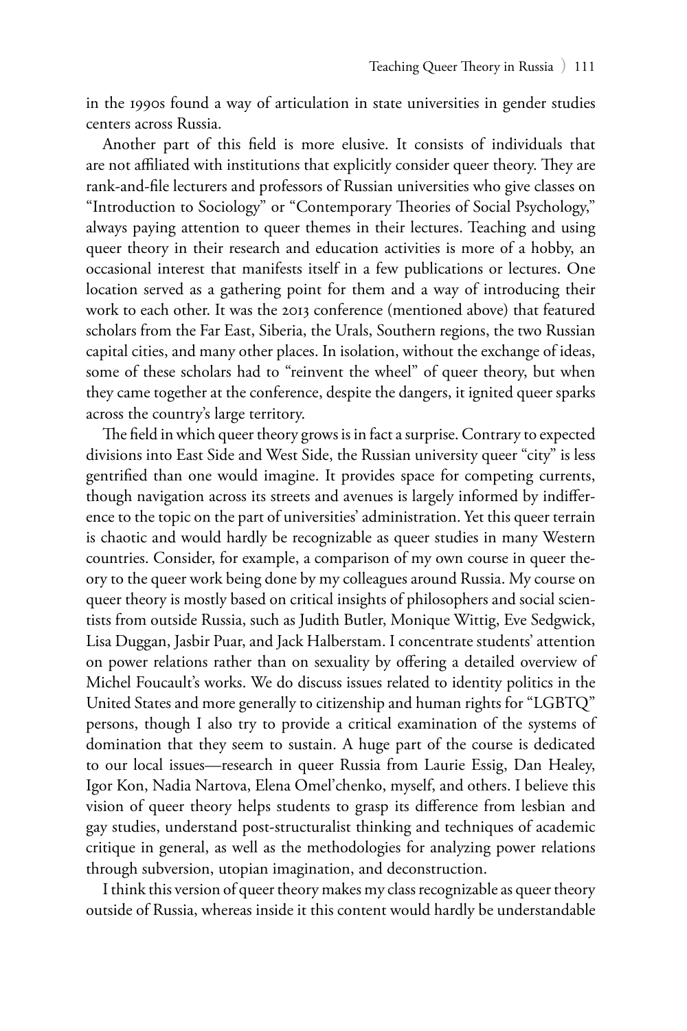in the 1990s found a way of articulation in state universities in gender studies centers across Russia.

Another part of this field is more elusive. It consists of individuals that are not affiliated with institutions that explicitly consider queer theory. They are rank-and-file lecturers and professors of Russian universities who give classes on "Introduction to Sociology" or "Contemporary Theories of Social Psychology," always paying attention to queer themes in their lectures. Teaching and using queer theory in their research and education activities is more of a hobby, an occasional interest that manifests itself in a few publications or lectures. One location served as a gathering point for them and a way of introducing their work to each other. It was the 2013 conference (mentioned above) that featured scholars from the Far East, Siberia, the Urals, Southern regions, the two Russian capital cities, and many other places. In isolation, without the exchange of ideas, some of these scholars had to "reinvent the wheel" of queer theory, but when they came together at the conference, despite the dangers, it ignited queer sparks across the country's large territory.

The field in which queer theory grows is in fact a surprise. Contrary to expected divisions into East Side and West Side, the Russian university queer "city" is less gentrified than one would imagine. It provides space for competing currents, though navigation across its streets and avenues is largely informed by indifference to the topic on the part of universities' administration. Yet this queer terrain is chaotic and would hardly be recognizable as queer studies in many Western countries. Consider, for example, a comparison of my own course in queer theory to the queer work being done by my colleagues around Russia. My course on queer theory is mostly based on critical insights of philosophers and social scientists from outside Russia, such as Judith Butler, Monique Wittig, Eve Sedgwick, Lisa Duggan, Jasbir Puar, and Jack Halberstam. I concentrate students' attention on power relations rather than on sexuality by offering a detailed overview of Michel Foucault's works. We do discuss issues related to identity politics in the United States and more generally to citizenship and human rights for "LGBTQ" persons, though I also try to provide a critical examination of the systems of domination that they seem to sustain. A huge part of the course is dedicated to our local issues—research in queer Russia from Laurie Essig, Dan Healey, Igor Kon, Nadia Nartova, Elena Omel'chenko, myself, and others. I believe this vision of queer theory helps students to grasp its difference from lesbian and gay studies, understand post-structuralist thinking and techniques of academic critique in general, as well as the methodologies for analyzing power relations through subversion, utopian imagination, and deconstruction.

I think this version of queer theory makes my class recognizable as queer theory outside of Russia, whereas inside it this content would hardly be understandable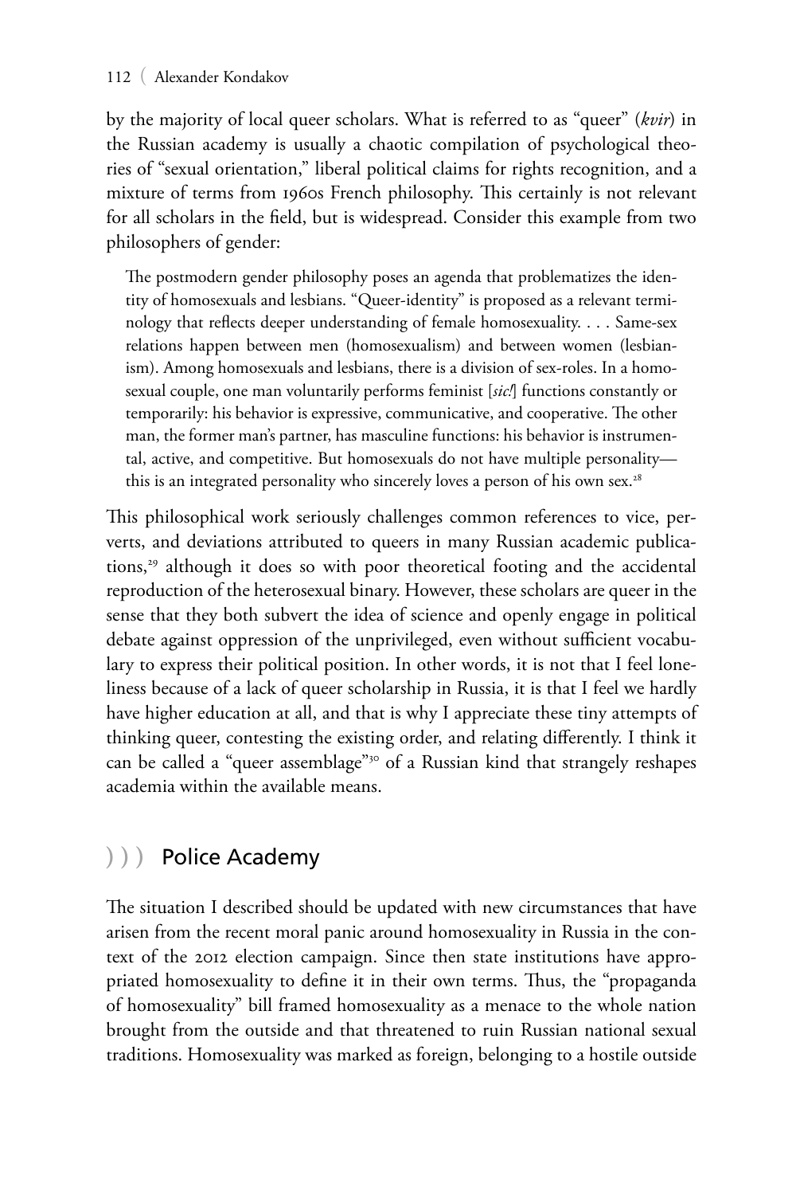by the majority of local queer scholars. What is referred to as "queer" (*kvir*) in the Russian academy is usually a chaotic compilation of psychological theories of "sexual orientation," liberal political claims for rights recognition, and a mixture of terms from 1960s French philosophy. This certainly is not relevant for all scholars in the field, but is widespread. Consider this example from two philosophers of gender:

> The postmodern gender philosophy poses an agenda that problematizes the identity of homosexuals and lesbians. "Queer-identity" is proposed as a relevant terminology that reflects deeper understanding of female homosexuality. . . . Same-sex relations happen between men (homosexualism) and between women (lesbianism). Among homosexuals and lesbians, there is a division of sex-roles. In a homosexual couple, one man voluntarily performs feminist [*sic!*] functions constantly or temporarily: his behavior is expressive, communicative, and cooperative. The other man, the former man's partner, has masculine functions: his behavior is instrumental, active, and competitive. But homosexuals do not have multiple personality—this is an integrated personality who sincerely loves a person of his own sex.[28]

This philosophical work seriously challenges common references to vice, perverts, and deviations attributed to queers in many Russian academic publications,[29] although it does so with poor theoretical footing and the accidental reproduction of the heterosexual binary. However, these scholars are queer in the sense that they both subvert the idea of science and openly engage in political debate against oppression of the unprivileged, even without sufficient vocabulary to express their political position. In other words, it is not that I feel loneliness because of a lack of queer scholarship in Russia, it is that I feel we hardly have higher education at all, and that is why I appreciate these tiny attempts of thinking queer, contesting the existing order, and relating differently. I think it can be called a "queer assemblage"[30] of a Russian kind that strangely reshapes academia within the available means.

## ))) Police Academy

The situation I described should be updated with new circumstances that have arisen from the recent moral panic around homosexuality in Russia in the context of the 2012 election campaign. Since then state institutions have appropriated homosexuality to define it in their own terms. Thus, the "propaganda of homosexuality" bill framed homosexuality as a menace to the whole nation brought from the outside and that threatened to ruin Russian national sexual traditions. Homosexuality was marked as foreign, belonging to a hostile outside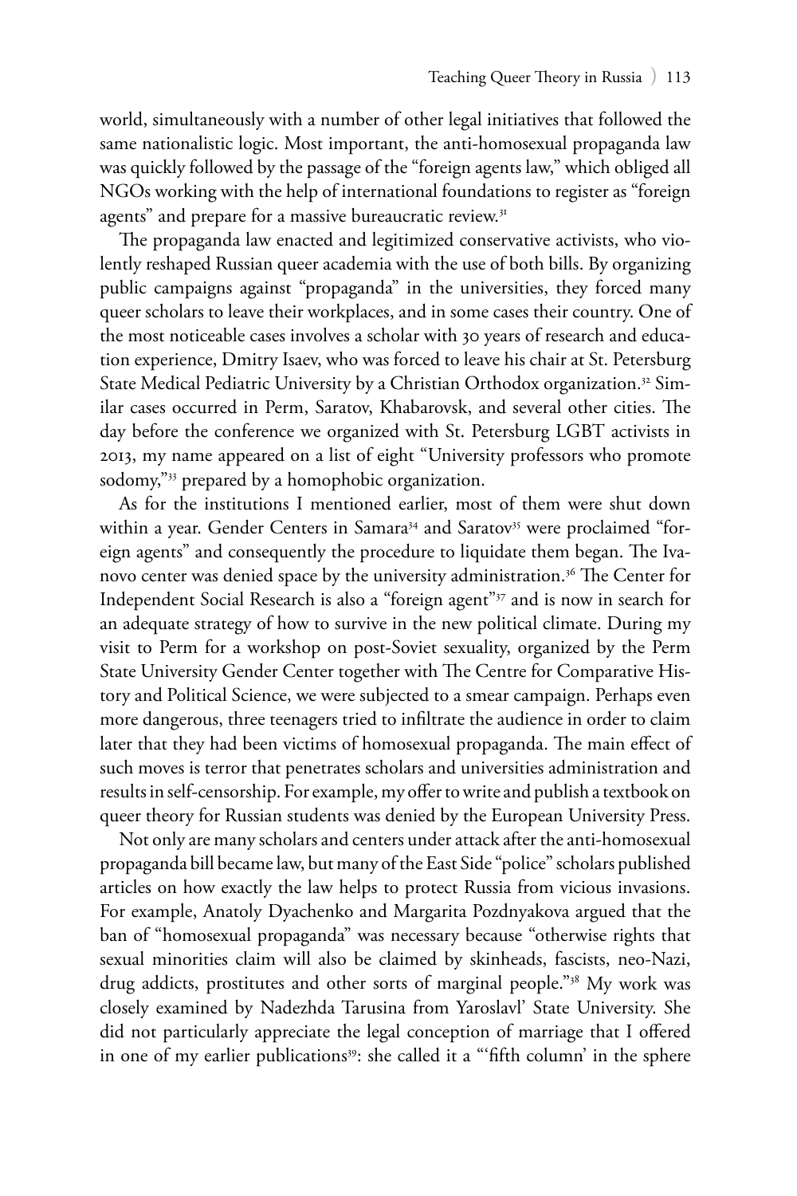world, simultaneously with a number of other legal initiatives that followed the same nationalistic logic. Most important, the anti-homosexual propaganda law was quickly followed by the passage of the "foreign agents law," which obliged all NGOs working with the help of international foundations to register as "foreign agents" and prepare for a massive bureaucratic review.[31]

The propaganda law enacted and legitimized conservative activists, who violently reshaped Russian queer academia with the use of both bills. By organizing public campaigns against "propaganda" in the universities, they forced many queer scholars to leave their workplaces, and in some cases their country. One of the most noticeable cases involves a scholar with 30 years of research and education experience, Dmitry Isaev, who was forced to leave his chair at St. Petersburg State Medical Pediatric University by a Christian Orthodox organization.[32] Similar cases occurred in Perm, Saratov, Khabarovsk, and several other cities. The day before the conference we organized with St. Petersburg LGBT activists in 2013, my name appeared on a list of eight "University professors who promote sodomy,"[33] prepared by a homophobic organization.

As for the institutions I mentioned earlier, most of them were shut down within a year. Gender Centers in Samara[34] and Saratov[35] were proclaimed "foreign agents" and consequently the procedure to liquidate them began. The Ivanovo center was denied space by the university administration.[36] The Center for Independent Social Research is also a "foreign agent"[37] and is now in search for an adequate strategy of how to survive in the new political climate. During my visit to Perm for a workshop on post-Soviet sexuality, organized by the Perm State University Gender Center together with The Centre for Comparative History and Political Science, we were subjected to a smear campaign. Perhaps even more dangerous, three teenagers tried to infiltrate the audience in order to claim later that they had been victims of homosexual propaganda. The main effect of such moves is terror that penetrates scholars and universities administration and results in self-censorship. For example, my offer to write and publish a textbook on queer theory for Russian students was denied by the European University Press.

Not only are many scholars and centers under attack after the anti-homosexual propaganda bill became law, but many of the East Side "police" scholars published articles on how exactly the law helps to protect Russia from vicious invasions. For example, Anatoly Dyachenko and Margarita Pozdnyakova argued that the ban of "homosexual propaganda" was necessary because "otherwise rights that sexual minorities claim will also be claimed by skinheads, fascists, neo-Nazi, drug addicts, prostitutes and other sorts of marginal people."[38] My work was closely examined by Nadezhda Tarusina from Yaroslavl' State University. She did not particularly appreciate the legal conception of marriage that I offered in one of my earlier publications[39]: she called it a "'fifth column' in the sphere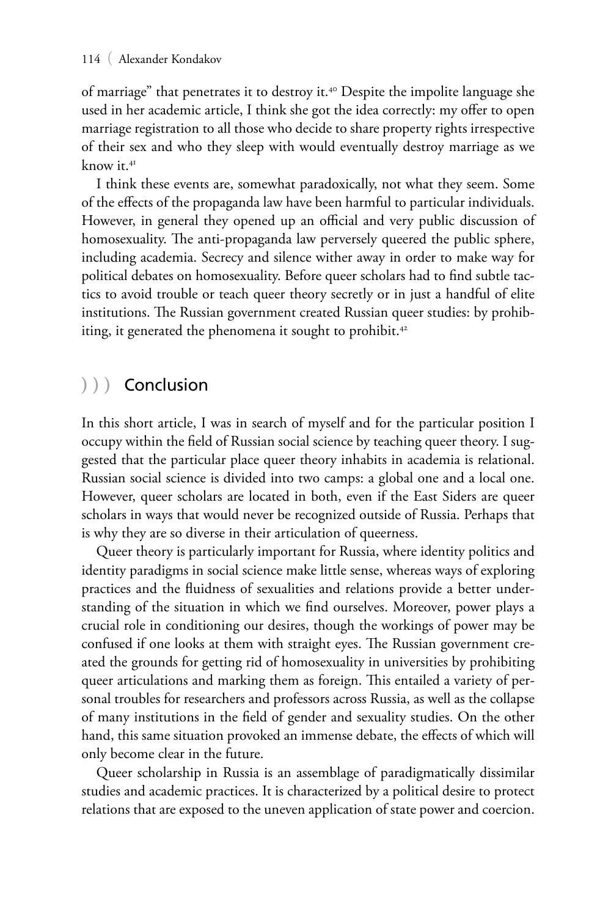of marriage" that penetrates it to destroy it.[40] Despite the impolite language she used in her academic article, I think she got the idea correctly: my offer to open marriage registration to all those who decide to share property rights irrespective of their sex and who they sleep with would eventually destroy marriage as we know it.[41]

I think these events are, somewhat paradoxically, not what they seem. Some of the effects of the propaganda law have been harmful to particular individuals. However, in general they opened up an official and very public discussion of homosexuality. The anti-propaganda law perversely queered the public sphere, including academia. Secrecy and silence wither away in order to make way for political debates on homosexuality. Before queer scholars had to find subtle tactics to avoid trouble or teach queer theory secretly or in just a handful of elite institutions. The Russian government created Russian queer studies: by prohibiting, it generated the phenomena it sought to prohibit.[42]

## ))) Conclusion

In this short article, I was in search of myself and for the particular position I occupy within the field of Russian social science by teaching queer theory. I suggested that the particular place queer theory inhabits in academia is relational. Russian social science is divided into two camps: a global one and a local one. However, queer scholars are located in both, even if the East Siders are queer scholars in ways that would never be recognized outside of Russia. Perhaps that is why they are so diverse in their articulation of queerness.

Queer theory is particularly important for Russia, where identity politics and identity paradigms in social science make little sense, whereas ways of exploring practices and the fluidness of sexualities and relations provide a better understanding of the situation in which we find ourselves. Moreover, power plays a crucial role in conditioning our desires, though the workings of power may be confused if one looks at them with straight eyes. The Russian government created the grounds for getting rid of homosexuality in universities by prohibiting queer articulations and marking them as foreign. This entailed a variety of personal troubles for researchers and professors across Russia, as well as the collapse of many institutions in the field of gender and sexuality studies. On the other hand, this same situation provoked an immense debate, the effects of which will only become clear in the future.

Queer scholarship in Russia is an assemblage of paradigmatically dissimilar studies and academic practices. It is characterized by a political desire to protect relations that are exposed to the uneven application of state power and coercion.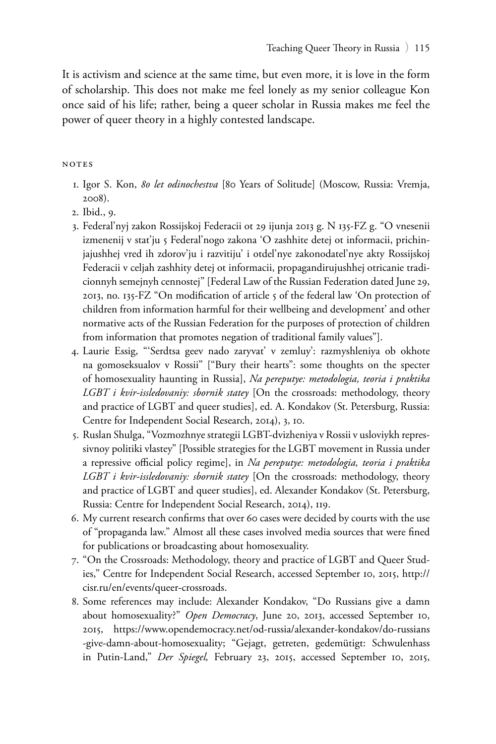It is activism and science at the same time, but even more, it is love in the form of scholarship. This does not make me feel lonely as my senior colleague Kon once said of his life; rather, being a queer scholar in Russia makes me feel the power of queer theory in a highly contested landscape.

## NOTES

1. Igor S. Kon, *80 let odinochestva* [80 Years of Solitude] (Moscow, Russia: Vremja, 2008).
2. Ibid., 9.
3. Federal'nyj zakon Rossijskoj Federacii ot 29 ijunja 2013 g. N 135-FZ g. "O vnesenii izmenenij v stat'ju 5 Federal'nogo zakona 'O zashhite detej ot informacii, prichinjajushhej vred ih zdorov'ju i razvitiju' i otdel'nye zakonodatel'nye akty Rossijskoj Federacii v celjah zashhity detej ot informacii, propagandirujushhej otricanie tradicionnyh semejnyh cennostej" [Federal Law of the Russian Federation dated June 29, 2013, no. 135-FZ "On modification of article 5 of the federal law 'On protection of children from information harmful for their wellbeing and development' and other normative acts of the Russian Federation for the purposes of protection of children from information that promotes negation of traditional family values"].
4. Laurie Essig, "'Serdtsa geev nado zaryvat' v zemluy': razmyshleniya ob okhote na gomoseksualov v Rossii" ["Bury their hearts": some thoughts on the specter of homosexuality haunting in Russia], *Na pereputye: metodologia, teoria i praktika LGBT i kvir-issledovaniy: sbornik statey* [On the crossroads: methodology, theory and practice of LGBT and queer studies], ed. A. Kondakov (St. Petersburg, Russia: Centre for Independent Social Research, 2014), 3, 10.
5. Ruslan Shulga, "Vozmozhnye strategii LGBT-dvizheniya v Rossii v usloviykh repressivnoy politiki vlastey" [Possible strategies for the LGBT movement in Russia under a repressive official policy regime], in *Na pereputye: metodologia, teoria i praktika LGBT i kvir-issledovaniy: sbornik statey* [On the crossroads: methodology, theory and practice of LGBT and queer studies], ed. Alexander Kondakov (St. Petersburg, Russia: Centre for Independent Social Research, 2014), 119.
6. My current research confirms that over 60 cases were decided by courts with the use of "propaganda law." Almost all these cases involved media sources that were fined for publications or broadcasting about homosexuality.
7. "On the Crossroads: Methodology, theory and practice of LGBT and Queer Studies," Centre for Independent Social Research, accessed September 10, 2015, http://cisr.ru/en/events/queer-crossroads.
8. Some references may include: Alexander Kondakov, "Do Russians give a damn about homosexuality?" *Open Democracy*, June 20, 2013, accessed September 10, 2015, https://www.opendemocracy.net/od-russia/alexander-kondakov/do-russians-give-damn-about-homosexuality; "Gejagt, getreten, gedemütigt: Schwulenhass in Putin-Land," *Der Spiegel,* February 23, 2015, accessed September 10, 2015,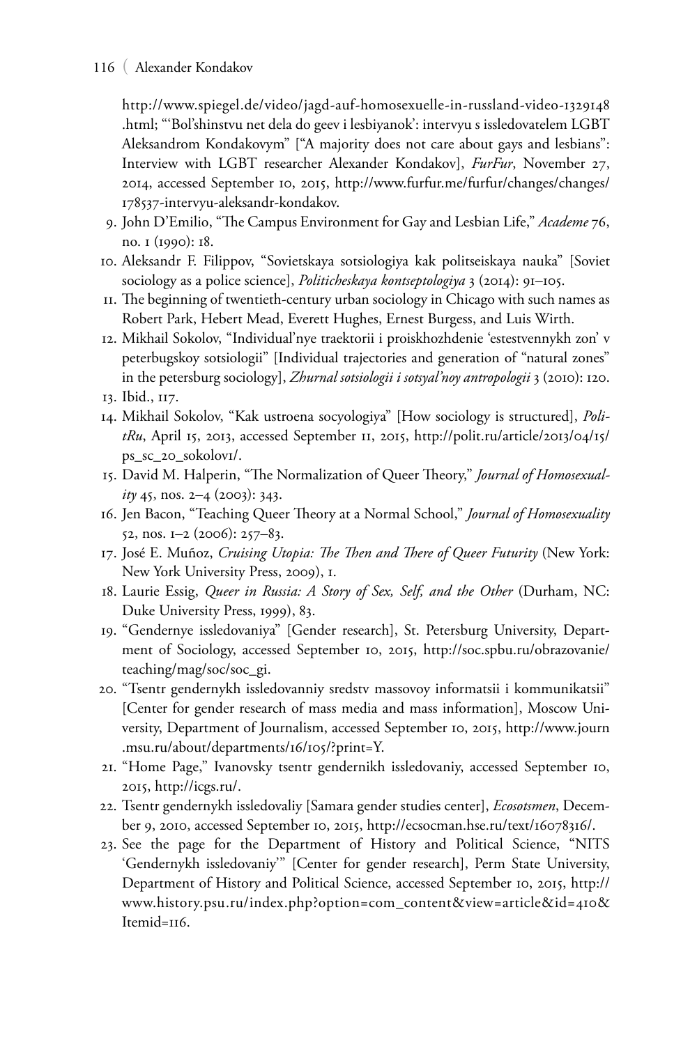http://www.spiegel.de/video/jagd-auf-homosexuelle-in-russland-video-1329148.html; "'Bol'shinstvu net dela do geev i lesbiyanok': intervyu s issledovatelem LGBT Aleksandrom Kondakovym" ["A majority does not care about gays and lesbians": Interview with LGBT researcher Alexander Kondakov], *FurFur*, November 27, 2014, accessed September 10, 2015, http://www.furfur.me/furfur/changes/changes/178537-intervyu-aleksandr-kondakov.

9. John D'Emilio, "The Campus Environment for Gay and Lesbian Life," *Academe* 76, no. 1 (1990): 18.
10. Aleksandr F. Filippov, "Sovietskaya sotsiologiya kak politseiskaya nauka" [Soviet sociology as a police science], *Politicheskaya kontseptologiya* 3 (2014): 91–105.
11. The beginning of twentieth-century urban sociology in Chicago with such names as Robert Park, Hebert Mead, Everett Hughes, Ernest Burgess, and Luis Wirth.
12. Mikhail Sokolov, "Individual'nye traektorii i proiskhozhdenie 'estestvennykh zon' v peterbugskoy sotsiologii" [Individual trajectories and generation of "natural zones" in the petersburg sociology], *Zhurnal sotsiologii i sotsyal'noy antropologii* 3 (2010): 120.
13. Ibid., 117.
14. Mikhail Sokolov, "Kak ustroena socyologiya" [How sociology is structured], *PolitRu*, April 15, 2013, accessed September 11, 2015, http://polit.ru/article/2013/04/15/ps_sc_20_sokolov1/.
15. David M. Halperin, "The Normalization of Queer Theory," *Journal of Homosexuality* 45, nos. 2–4 (2003): 343.
16. Jen Bacon, "Teaching Queer Theory at a Normal School," *Journal of Homosexuality* 52, nos. 1–2 (2006): 257–83.
17. José E. Muñoz, *Cruising Utopia: The Then and There of Queer Futurity* (New York: New York University Press, 2009), 1.
18. Laurie Essig, *Queer in Russia: A Story of Sex, Self, and the Other* (Durham, NC: Duke University Press, 1999), 83.
19. "Gendernye issledovaniya" [Gender research], St. Petersburg University, Department of Sociology, accessed September 10, 2015, http://soc.spbu.ru/obrazovanie/teaching/mag/soc/soc_gi.
20. "Tsentr gendernykh issledovanniy sredstv massovoy informatsii i kommunikatsii" [Center for gender research of mass media and mass information], Moscow University, Department of Journalism, accessed September 10, 2015, http://www.journ.msu.ru/about/departments/16/105/?print=Y.
21. "Home Page," Ivanovsky tsentr gendernikh issledovaniy, accessed September 10, 2015, http://icgs.ru/.
22. Tsentr gendernykh issledovaliy [Samara gender studies center], *Ecosotsmen*, December 9, 2010, accessed September 10, 2015, http://ecsocman.hse.ru/text/16078316/.
23. See the page for the Department of History and Political Science, "NITS 'Gendernykh issledovaniy'" [Center for gender research], Perm State University, Department of History and Political Science, accessed September 10, 2015, http://www.history.psu.ru/index.php?option=com_content&view=article&id=410&Itemid=116.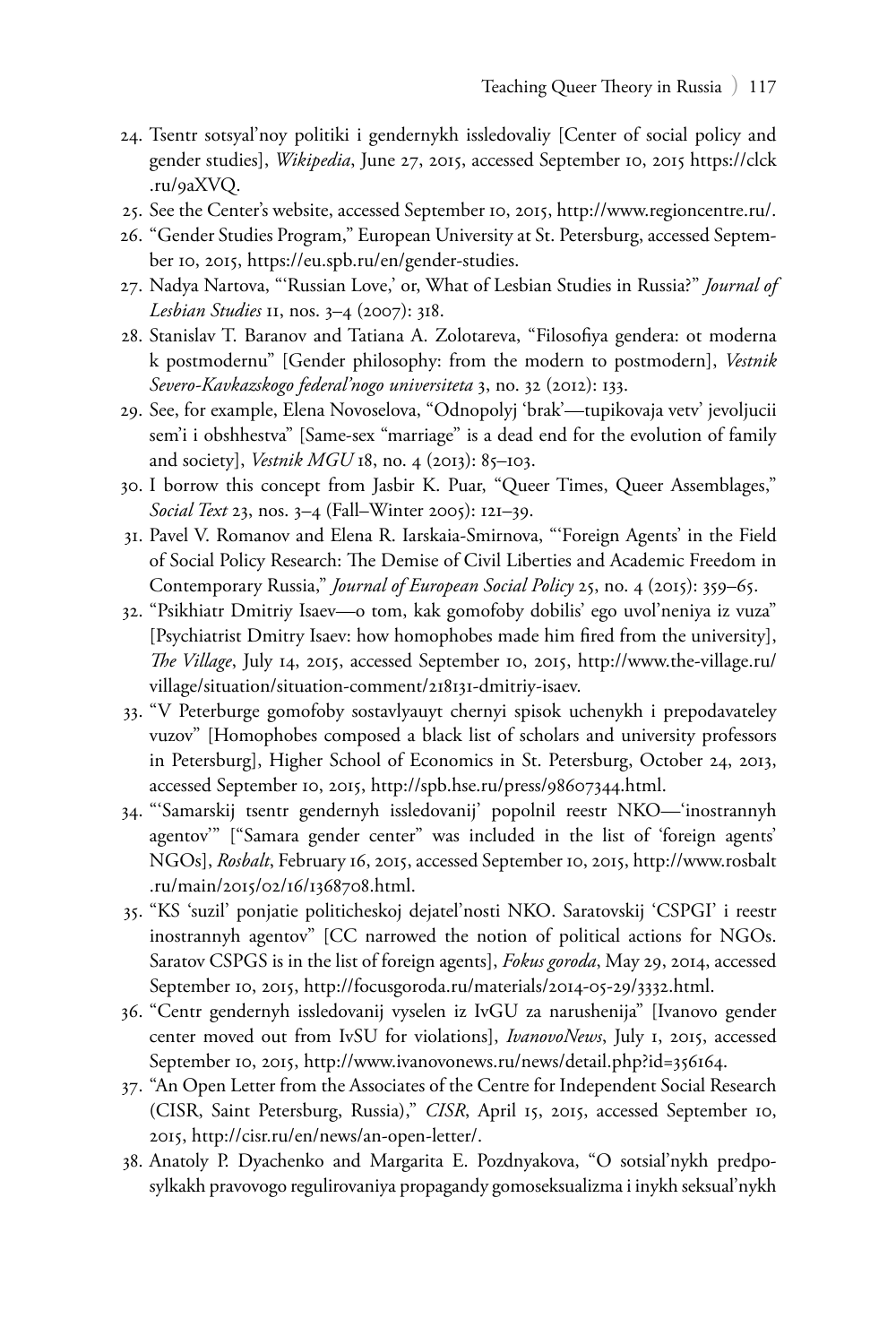24. Tsentr sotsyal'noy politiki i gendernykh issledovaliy [Center of social policy and gender studies], *Wikipedia*, June 27, 2015, accessed September 10, 2015 https://clck.ru/9aXVQ.
25. See the Center's website, accessed September 10, 2015, http://www.regioncentre.ru/.
26. "Gender Studies Program," European University at St. Petersburg, accessed September 10, 2015, https://eu.spb.ru/en/gender-studies.
27. Nadya Nartova, "'Russian Love,' or, What of Lesbian Studies in Russia?" *Journal of Lesbian Studies* 11, nos. 3–4 (2007): 318.
28. Stanislav T. Baranov and Tatiana A. Zolotareva, "Filosofiya gendera: ot moderna k postmodernu" [Gender philosophy: from the modern to postmodern], *Vestnik Severo-Kavkazskogo federal'nogo universiteta* 3, no. 32 (2012): 133.
29. See, for example, Elena Novoselova, "Odnopolyj 'brak'—tupikovaja vetv' jevoljucii sem'i i obshhestva" [Same-sex "marriage" is a dead end for the evolution of family and society], *Vestnik MGU* 18, no. 4 (2013): 85–103.
30. I borrow this concept from Jasbir K. Puar, "Queer Times, Queer Assemblages," *Social Text* 23, nos. 3–4 (Fall–Winter 2005): 121–39.
31. Pavel V. Romanov and Elena R. Iarskaia-Smirnova, "'Foreign Agents' in the Field of Social Policy Research: The Demise of Civil Liberties and Academic Freedom in Contemporary Russia," *Journal of European Social Policy* 25, no. 4 (2015): 359–65.
32. "Psikhiatr Dmitriy Isaev—o tom, kak gomofoby dobilis' ego uvol'neniya iz vuza" [Psychiatrist Dmitry Isaev: how homophobes made him fired from the university], *The Village*, July 14, 2015, accessed September 10, 2015, http://www.the-village.ru/village/situation/situation-comment/218131-dmitriy-isaev.
33. "V Peterburge gomofoby sostavlyauyt chernyi spisok uchenykh i prepodavateley vuzov" [Homophobes composed a black list of scholars and university professors in Petersburg], Higher School of Economics in St. Petersburg, October 24, 2013, accessed September 10, 2015, http://spb.hse.ru/press/98607344.html.
34. "'Samarskij tsentr gendernyh issledovanij' popolnil reestr NKO—'inostrannyh agentov'" ["Samara gender center" was included in the list of 'foreign agents' NGOs], *Rosbalt*, February 16, 2015, accessed September 10, 2015, http://www.rosbalt.ru/main/2015/02/16/1368708.html.
35. "KS 'suzil' ponjatie politicheskoj dejatel'nosti NKO. Saratovskij 'CSPGI' i reestr inostrannyh agentov" [CC narrowed the notion of political actions for NGOs. Saratov CSPGS is in the list of foreign agents], *Fokus goroda*, May 29, 2014, accessed September 10, 2015, http://focusgoroda.ru/materials/2014-05-29/3332.html.
36. "Centr gendernyh issledovanij vyselen iz IvGU za narushenija" [Ivanovo gender center moved out from IvSU for violations], *IvanovoNews*, July 1, 2015, accessed September 10, 2015, http://www.ivanovonews.ru/news/detail.php?id=356164.
37. "An Open Letter from the Associates of the Centre for Independent Social Research (CISR, Saint Petersburg, Russia)," *CISR*, April 15, 2015, accessed September 10, 2015, http://cisr.ru/en/news/an-open-letter/.
38. Anatoly P. Dyachenko and Margarita E. Pozdnyakova, "O sotsial'nykh predposylkakh pravovogo regulirovaniya propagandy gomoseksualizma i inykh seksual'nykh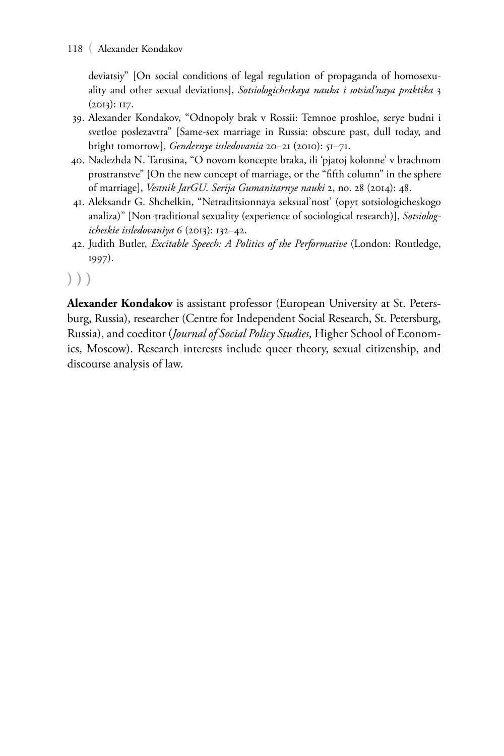deviatsiy" [On social conditions of legal regulation of propaganda of homosexuality and other sexual deviations], *Sotsiologicheskaya nauka i sotsial'naya praktika* 3 (2013): 117.

39. Alexander Kondakov, "Odnopoly brak v Rossii: Temnoe proshloe, serye budni i svetloe poslezavtra" [Same-sex marriage in Russia: obscure past, dull today, and bright tomorrow], *Gendernye issledovania* 20–21 (2010): 51–71.
40. Nadezhda N. Tarusina, "O novom koncepte braka, ili 'pjatoj kolonne' v brachnom prostranstve" [On the new concept of marriage, or the "fifth column" in the sphere of marriage], *Vestnik JarGU. Serija Gumanitarnye nauki* 2, no. 28 (2014): 48.
41. Aleksandr G. Shchelkin, "Netraditsionnaya seksual'nost' (opyt sotsiologicheskogo analiza)" [Non-traditional sexuality (experience of sociological research)], *Sotsiologicheskie issledovaniya* 6 (2013): 132–42.
42. Judith Butler, *Excitable Speech: A Politics of the Performative* (London: Routledge, 1997).

) ) )

**Alexander Kondakov** is assistant professor (European University at St. Petersburg, Russia), researcher (Centre for Independent Social Research, St. Petersburg, Russia), and coeditor (*Journal of Social Policy Studies*, Higher School of Economics, Moscow). Research interests include queer theory, sexual citizenship, and discourse analysis of law.